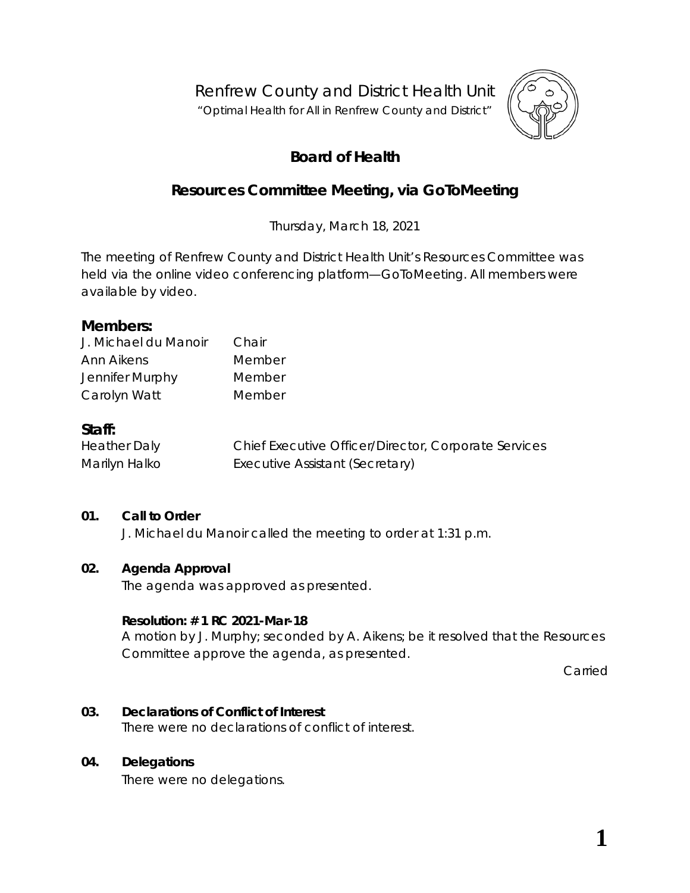Renfrew County and District Health Unit

"Optimal Health for All in Renfrew County and District"

# Board of Health

## Resources Committee Meeting, via GoToMeeting

Thursday, March 18, 2021

The meeting of Renfrew County and District Health Unit's Resources Committee was held via the online video conferencing platform—GoToMeeting. All members were available by video.

### Members:

| | |
|---|---|
| J. Michael du Manoir | Chair |
| Ann Aikens | Member |
| Jennifer Murphy | Member |
| Carolyn Watt | Member |

### Staff:

| | |
|---|---|
| Heather Daly | Chief Executive Officer/Director, Corporate Services |
| Marilyn Halko | Executive Assistant (Secretary) |

**01. Call to Order**

J. Michael du Manoir called the meeting to order at 1:31 p.m.

**02. Agenda Approval**

The agenda was approved as presented.

**Resolution: # 1 RC 2021-Mar-18**

A motion by J. Murphy; seconded by A. Aikens; be it resolved that the Resources Committee approve the agenda, as presented.

Carried

**03. Declarations of Conflict of Interest**

There were no declarations of conflict of interest.

**04. Delegations**

There were no delegations.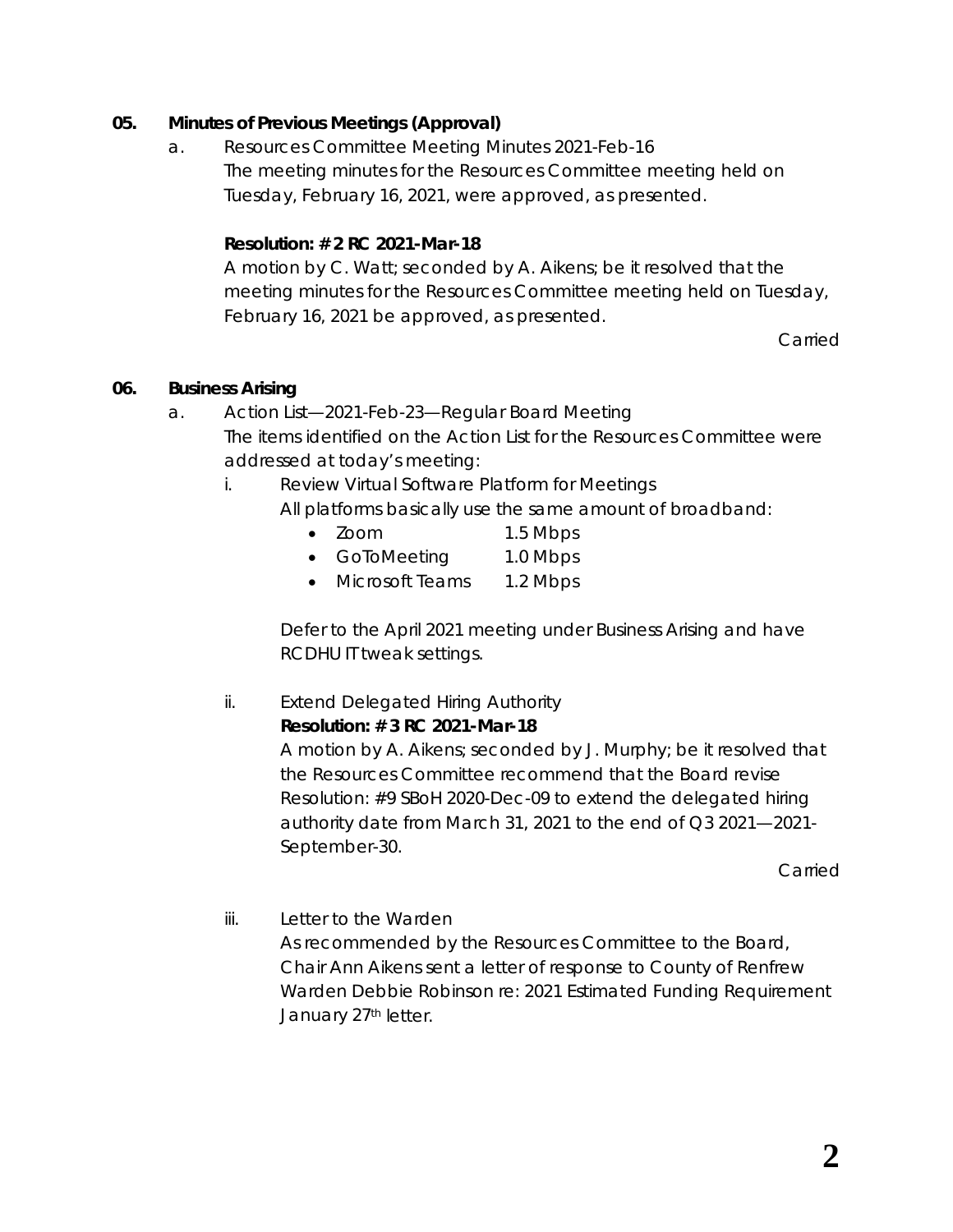**05. Minutes of Previous Meetings (Approval)**

a. Resources Committee Meeting Minutes 2021-Feb-16

The meeting minutes for the Resources Committee meeting held on Tuesday, February 16, 2021, were approved, as presented.

**Resolution: # 2 RC 2021-Mar-18**

A motion by C. Watt; seconded by A. Aikens; be it resolved that the meeting minutes for the Resources Committee meeting held on Tuesday, February 16, 2021 be approved, as presented.

Carried

**06. Business Arising**

a. Action List—2021-Feb-23—Regular Board Meeting

The items identified on the Action List for the Resources Committee were addressed at today's meeting:

i. Review Virtual Software Platform for Meetings

All platforms basically use the same amount of broadband:

- Zoom 1.5 Mbps
- GoToMeeting 1.0 Mbps
- Microsoft Teams 1.2 Mbps

Defer to the April 2021 meeting under Business Arising and have RCDHU IT tweak settings.

ii. Extend Delegated Hiring Authority

**Resolution: # 3 RC 2021-Mar-18**

A motion by A. Aikens; seconded by J. Murphy; be it resolved that the Resources Committee recommend that the Board revise Resolution: #9 SBoH 2020-Dec-09 to extend the delegated hiring authority date from March 31, 2021 to the end of Q3 2021—2021-September-30.

Carried

iii. Letter to the Warden

As recommended by the Resources Committee to the Board, Chair Ann Aikens sent a letter of response to County of Renfrew Warden Debbie Robinson re: 2021 Estimated Funding Requirement January 27th letter.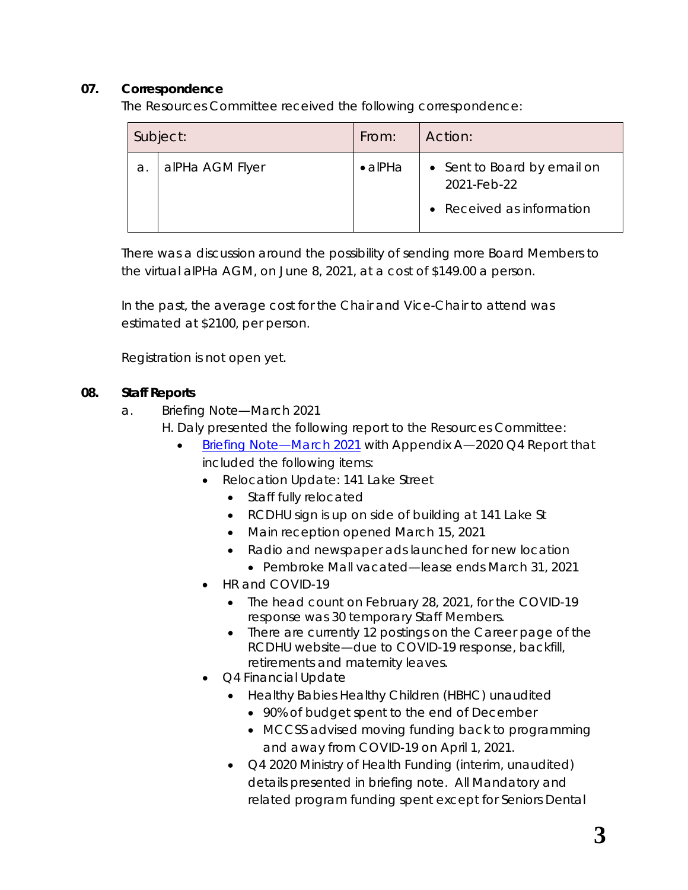**07. Correspondence**

The Resources Committee received the following correspondence:

| Subject: | | From: | Action: |
|---|---|---|---|
| a. | alPHa AGM Flyer | • alPHa | • Sent to Board by email on 2021-Feb-22<br>• Received as information |

There was a discussion around the possibility of sending more Board Members to the virtual alPHa AGM, on June 8, 2021, at a cost of $149.00 a person.

In the past, the average cost for the Chair and Vice-Chair to attend was estimated at $2100, per person.

Registration is not open yet.

**08. Staff Reports**

a. Briefing Note—March 2021

H. Daly presented the following report to the Resources Committee:

- Briefing Note—March 2021 with Appendix A—2020 Q4 Report that included the following items:
  - Relocation Update: 141 Lake Street
    - Staff fully relocated
    - RCDHU sign is up on side of building at 141 Lake St
    - Main reception opened March 15, 2021
    - Radio and newspaper ads launched for new location
      - Pembroke Mall vacated—lease ends March 31, 2021
  - HR and COVID-19
    - The head count on February 28, 2021, for the COVID-19 response was 30 temporary Staff Members.
    - There are currently 12 postings on the Career page of the RCDHU website—due to COVID-19 response, backfill, retirements and maternity leaves.
  - Q4 Financial Update
    - Healthy Babies Healthy Children (HBHC) unaudited
      - 90% of budget spent to the end of December
      - MCCSS advised moving funding back to programming and away from COVID-19 on April 1, 2021.
    - Q4 2020 Ministry of Health Funding (interim, unaudited) details presented in briefing note. All Mandatory and related program funding spent except for Seniors Dental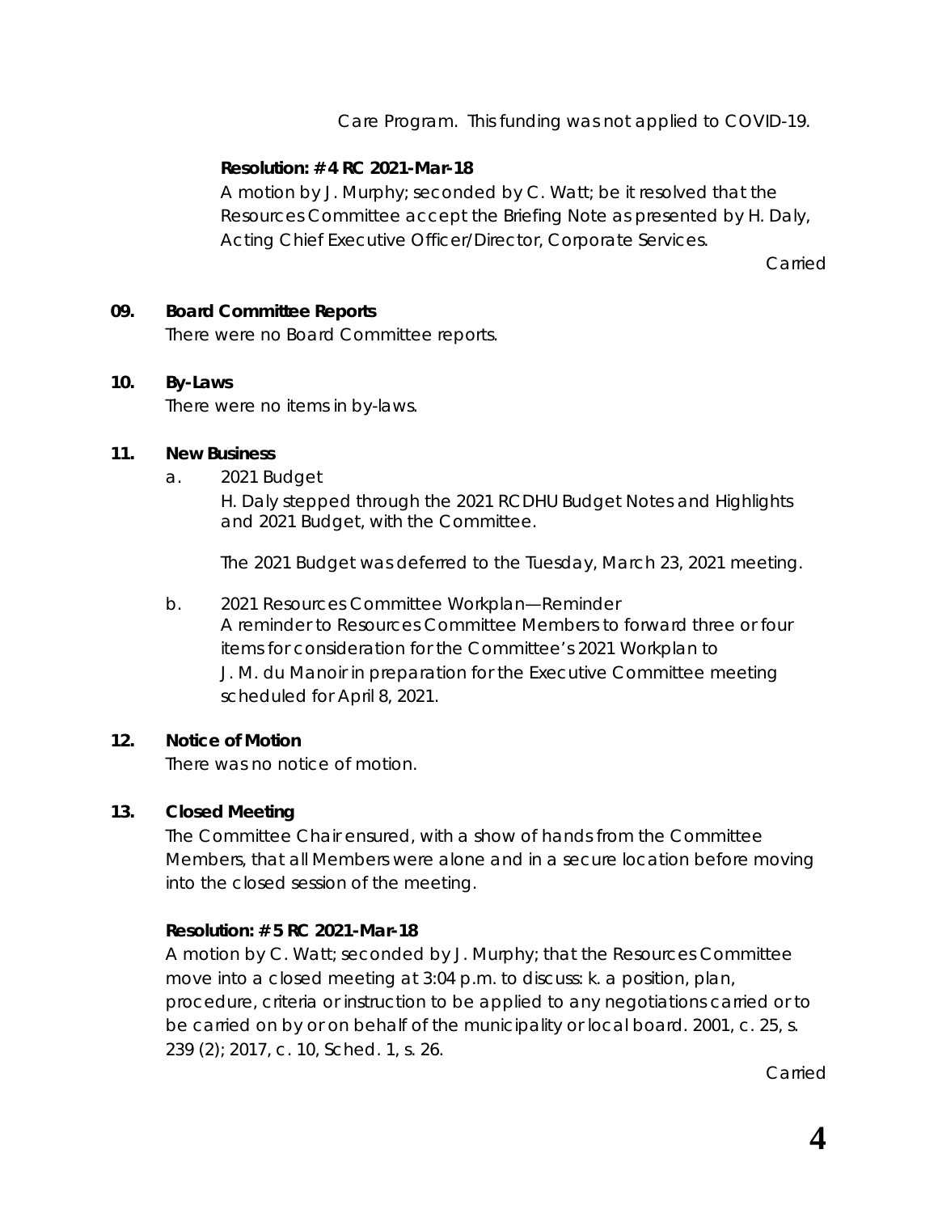Care Program. This funding was not applied to COVID-19.

**Resolution: # 4 RC 2021-Mar-18**

A motion by J. Murphy; seconded by C. Watt; be it resolved that the Resources Committee accept the Briefing Note as presented by H. Daly, Acting Chief Executive Officer/Director, Corporate Services.

Carried

## 09. Board Committee Reports

There were no Board Committee reports.

## 10. By-Laws

There were no items in by-laws.

## 11. New Business

a. 2021 Budget

H. Daly stepped through the 2021 RCDHU Budget Notes and Highlights and 2021 Budget, with the Committee.

The 2021 Budget was deferred to the Tuesday, March 23, 2021 meeting.

b. 2021 Resources Committee Workplan—Reminder

A reminder to Resources Committee Members to forward three or four items for consideration for the Committee's 2021 Workplan to J. M. du Manoir in preparation for the Executive Committee meeting scheduled for April 8, 2021.

## 12. Notice of Motion

There was no notice of motion.

## 13. Closed Meeting

The Committee Chair ensured, with a show of hands from the Committee Members, that all Members were alone and in a secure location before moving into the closed session of the meeting.

**Resolution: # 5 RC 2021-Mar-18**

A motion by C. Watt; seconded by J. Murphy; that the Resources Committee move into a closed meeting at 3:04 p.m. to discuss: k. a position, plan, procedure, criteria or instruction to be applied to any negotiations carried or to be carried on by or on behalf of the municipality or local board. 2001, c. 25, s. 239 (2); 2017, c. 10, Sched. 1, s. 26.

Carried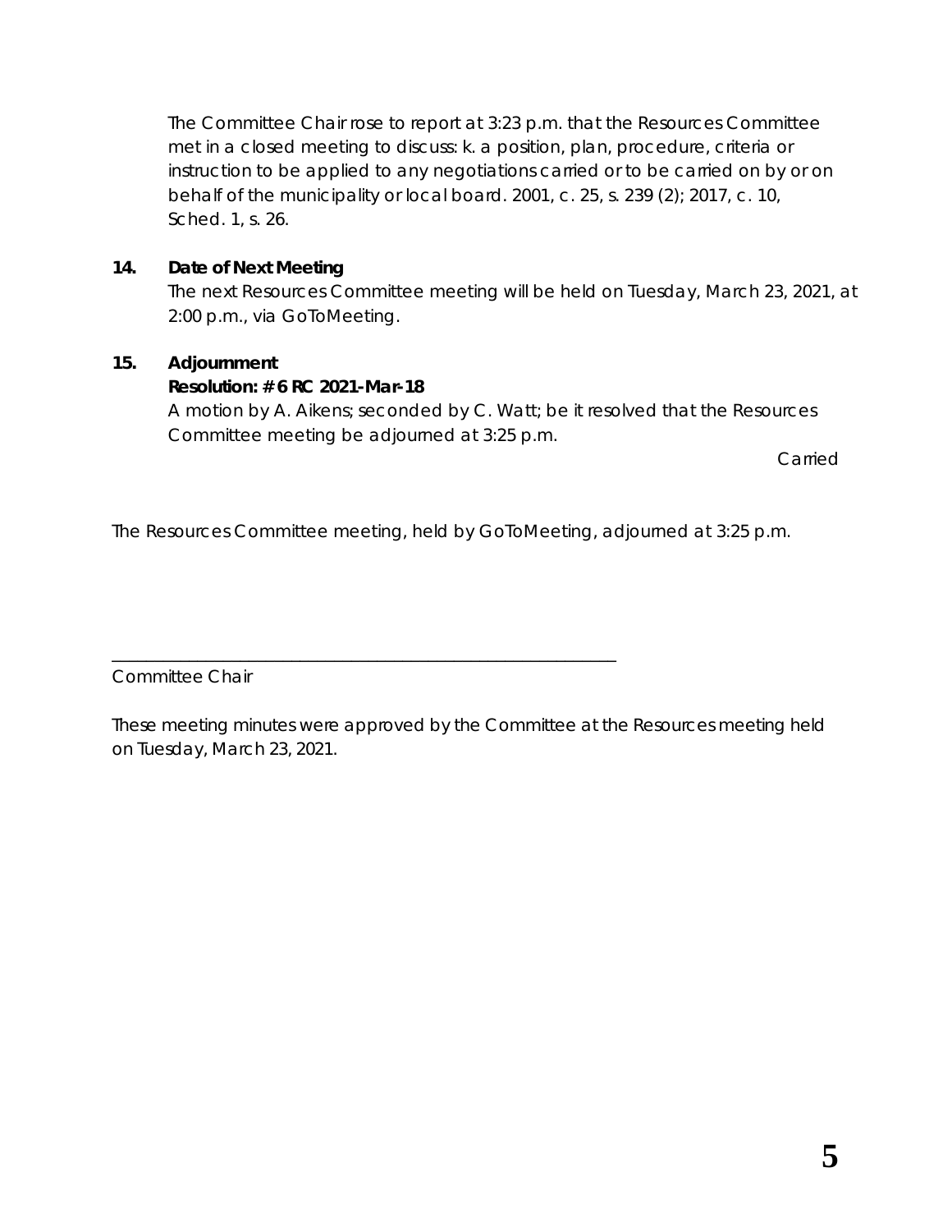The Committee Chair rose to report at 3:23 p.m. that the Resources Committee met in a closed meeting to discuss: k. a position, plan, procedure, criteria or instruction to be applied to any negotiations carried or to be carried on by or on behalf of the municipality or local board. 2001, c. 25, s. 239 (2); 2017, c. 10, Sched. 1, s. 26.

**14. Date of Next Meeting**

The next Resources Committee meeting will be held on Tuesday, March 23, 2021, at 2:00 p.m., via GoToMeeting.

**15. Adjournment**

**Resolution: # 6 RC 2021-Mar-18**

A motion by A. Aikens; seconded by C. Watt; be it resolved that the Resources Committee meeting be adjourned at 3:25 p.m.

Carried

The Resources Committee meeting, held by GoToMeeting, adjourned at 3:25 p.m.

___________________________________________________

Committee Chair

These meeting minutes were approved by the Committee at the Resources meeting held on Tuesday, March 23, 2021.